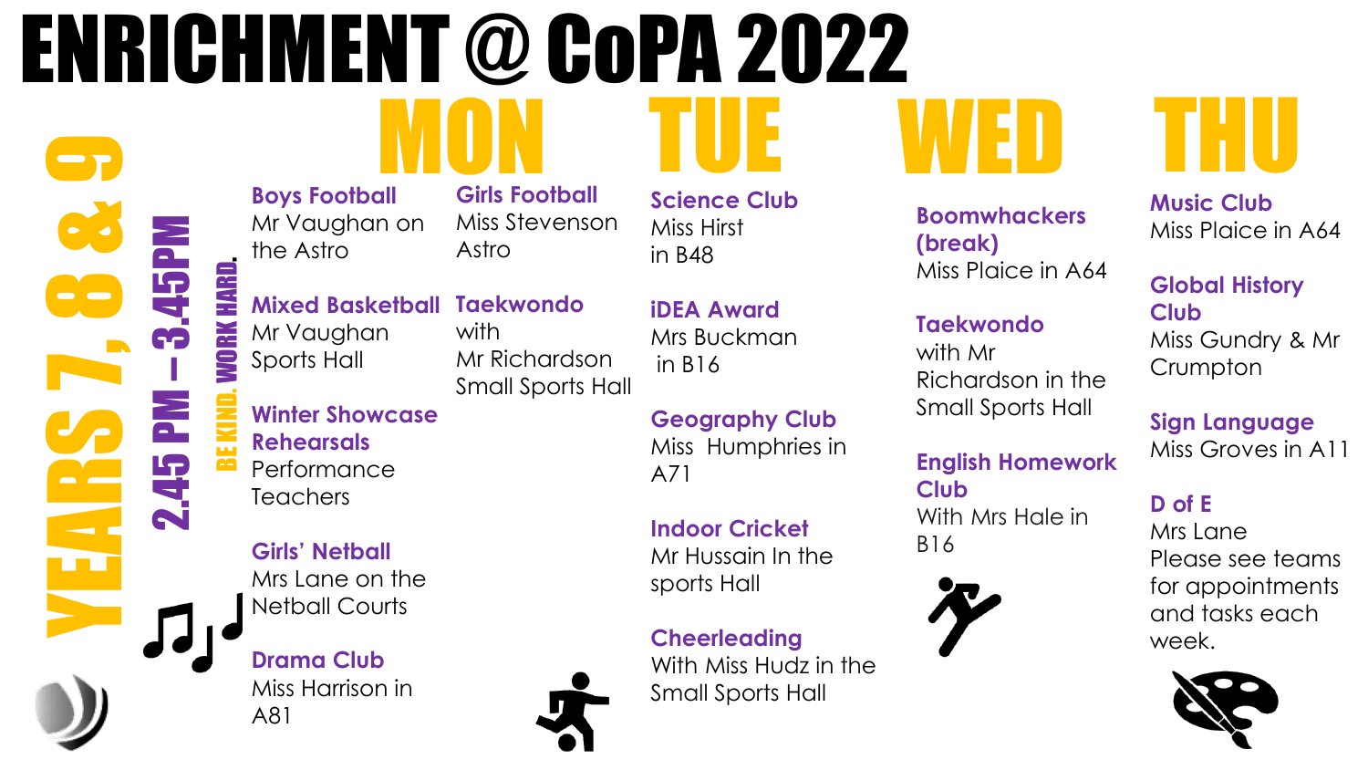# ENRICHMENT @ CoPA 2022

**YEARS 7, 8 & 9**

**2.45 PM – 3.45PM**

**BE KIND. WORK HARD.**

## MON

**Boys Football**
Mr Vaughan on the Astro

**Mixed Basketball**
Mr Vaughan
Sports Hall

**Winter Showcase Rehearsals**
Performance Teachers

**Girls' Netball**
Mrs Lane on the Netball Courts

**Drama Club**
Miss Harrison in A81

**Girls Football**
Miss Stevenson
Astro

**Taekwondo**
with Mr Richardson
Small Sports Hall

## TUE

**Science Club**
Miss Hirst in B48

**iDEA Award**
Mrs Buckman in B16

**Geography Club**
Miss Humphries in A71

**Indoor Cricket**
Mr Hussain In the sports Hall

**Cheerleading**
With Miss Hudz in the Small Sports Hall

## WED

**Boomwhackers (break)**
Miss Plaice in A64

**Taekwondo**
with Mr Richardson in the Small Sports Hall

**English Homework Club**
With Mrs Hale in B16

## THU

**Music Club**
Miss Plaice in A64

**Global History Club**
Miss Gundry & Mr Crumpton

**Sign Language**
Miss Groves in A11

**D of E**
Mrs Lane
Please see teams for appointments and tasks each week.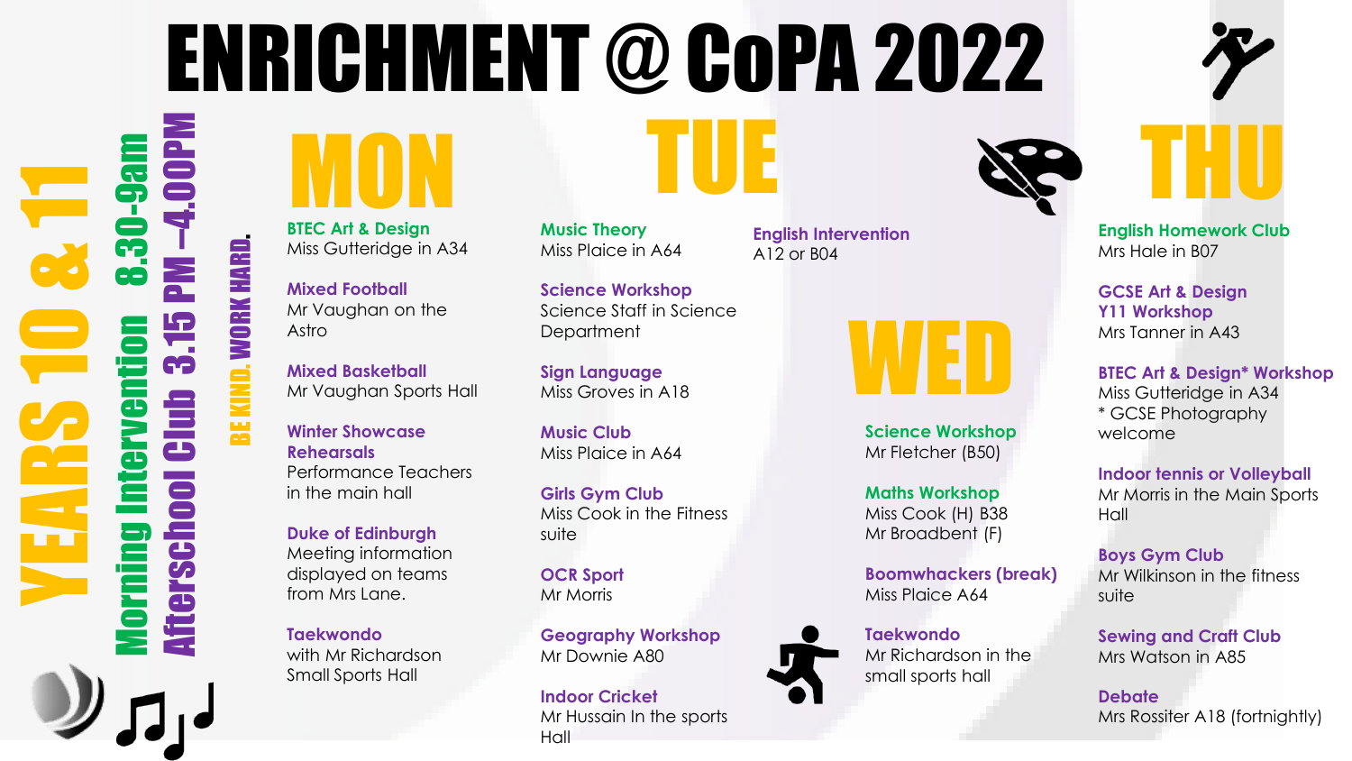# ENRICHMENT @ CoPA 2022

YEARS 10 & 11

Morning Intervention 8.30-9am

Afterschool Club 3.15 PM –4.00PM

BE KIND. WORK HARD.

## MON

**BTEC Art & Design**
Miss Gutteridge in A34

**Mixed Football**
Mr Vaughan on the Astro

**Mixed Basketball**
Mr Vaughan Sports Hall

**Winter Showcase Rehearsals**
Performance Teachers in the main hall

**Duke of Edinburgh**
Meeting information displayed on teams from Mrs Lane.

**Taekwondo**
with Mr Richardson Small Sports Hall

## TUE

**Music Theory**
Miss Plaice in A64

**English Intervention**
A12 or B04

**Science Workshop**
Science Staff in Science Department

**Sign Language**
Miss Groves in A18

**Music Club**
Miss Plaice in A64

**Girls Gym Club**
Miss Cook in the Fitness suite

**OCR Sport**
Mr Morris

**Geography Workshop**
Mr Downie A80

**Indoor Cricket**
Mr Hussain In the sports Hall

## WED

**Science Workshop**
Mr Fletcher (B50)

**Maths Workshop**
Miss Cook (H) B38
Mr Broadbent (F)

**Boomwhackers (break)**
Miss Plaice A64

**Taekwondo**
Mr Richardson in the small sports hall

## THU

**English Homework Club**
Mrs Hale in B07

**GCSE Art & Design Y11 Workshop**
Mrs Tanner in A43

**BTEC Art & Design* Workshop**
Miss Gutteridge in A34
* GCSE Photography welcome

**Indoor tennis or Volleyball**
Mr Morris in the Main Sports Hall

**Boys Gym Club**
Mr Wilkinson in the fitness suite

**Sewing and Craft Club**
Mrs Watson in A85

**Debate**
Mrs Rossiter A18 (fortnightly)